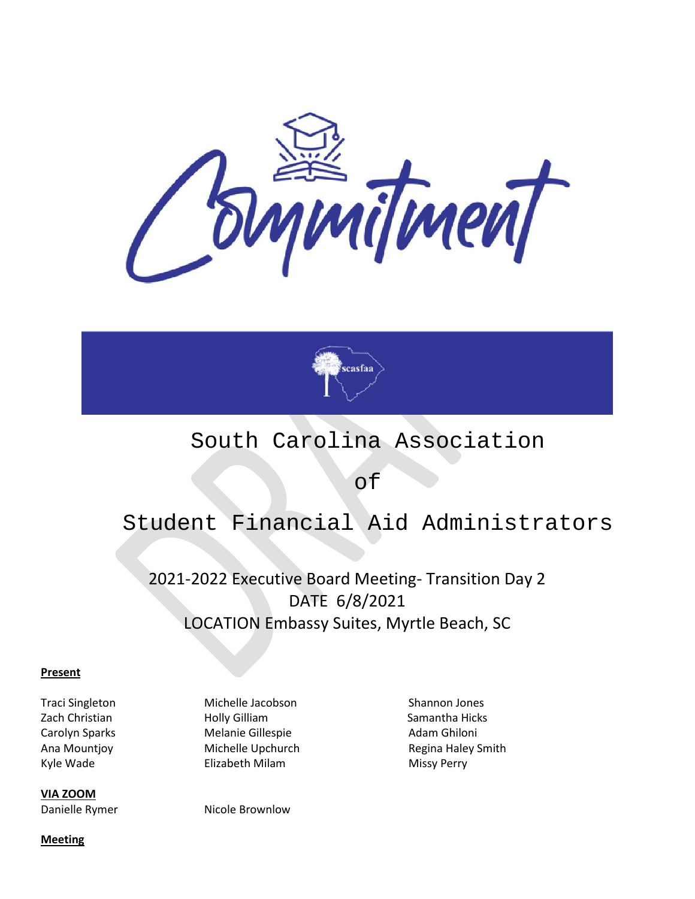# South Carolina Association of Student Financial Aid Administrators

2021-2022 Executive Board Meeting- Transition Day 2
DATE 6/8/2021
LOCATION Embassy Suites, Myrtle Beach, SC

**Present**

Traci Singleton
Zach Christian
Carolyn Sparks
Ana Mountjoy
Kyle Wade
Michelle Jacobson
Holly Gilliam
Melanie Gillespie
Michelle Upchurch
Elizabeth Milam
Shannon Jones
Samantha Hicks
Adam Ghiloni
Regina Haley Smith
Missy Perry

**VIA ZOOM**

Danielle Rymer
Nicole Brownlow

**Meeting**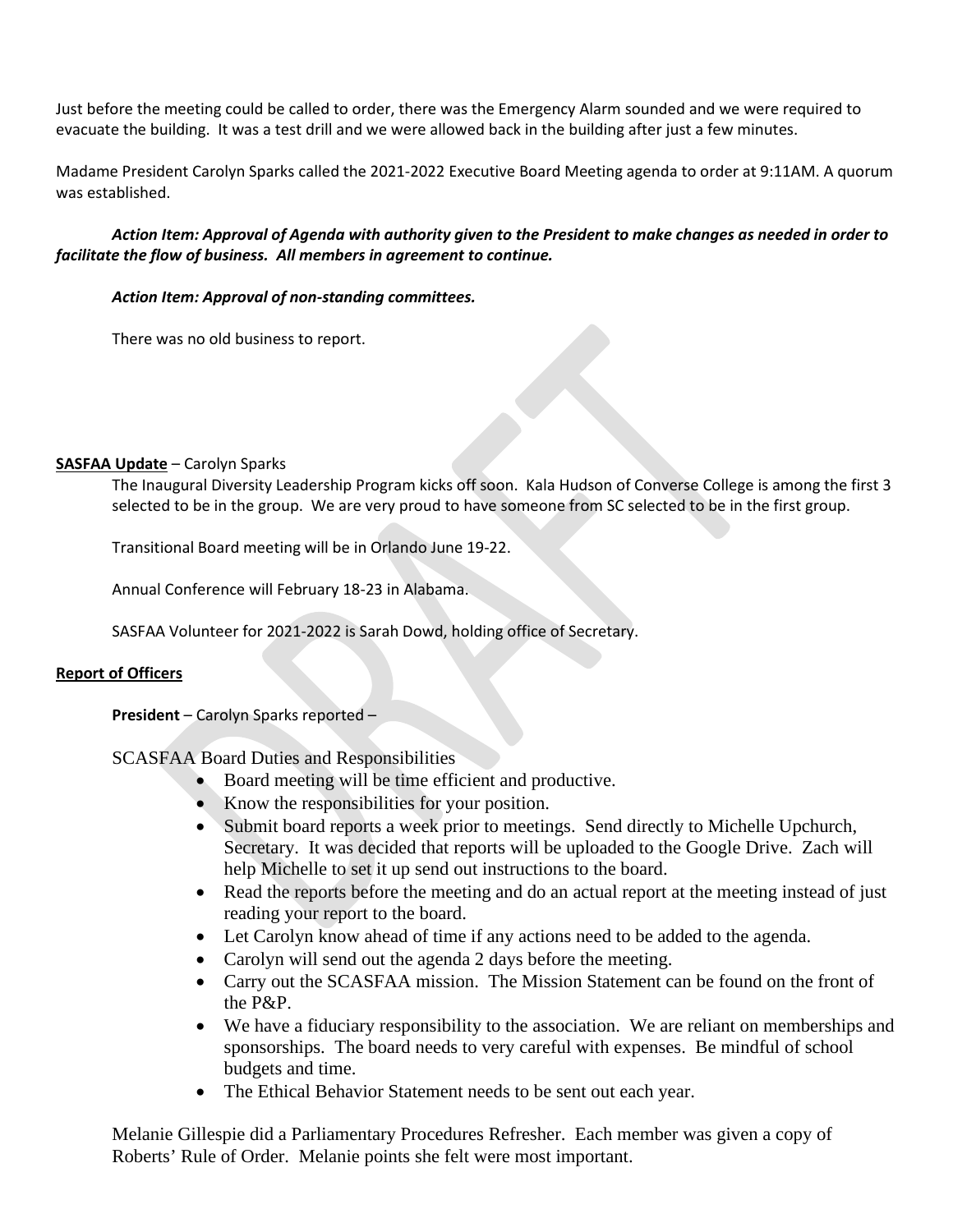Just before the meeting could be called to order, there was the Emergency Alarm sounded and we were required to evacuate the building. It was a test drill and we were allowed back in the building after just a few minutes.

Madame President Carolyn Sparks called the 2021-2022 Executive Board Meeting agenda to order at 9:11AM. A quorum was established.

***Action Item: Approval of Agenda with authority given to the President to make changes as needed in order to facilitate the flow of business. All members in agreement to continue.***

***Action Item: Approval of non-standing committees.***

There was no old business to report.

**SASFAA Update** – Carolyn Sparks

The Inaugural Diversity Leadership Program kicks off soon. Kala Hudson of Converse College is among the first 3 selected to be in the group. We are very proud to have someone from SC selected to be in the first group.

Transitional Board meeting will be in Orlando June 19-22.

Annual Conference will February 18-23 in Alabama.

SASFAA Volunteer for 2021-2022 is Sarah Dowd, holding office of Secretary.

**Report of Officers**

**President** – Carolyn Sparks reported –

SCASFAA Board Duties and Responsibilities

- Board meeting will be time efficient and productive.
- Know the responsibilities for your position.
- Submit board reports a week prior to meetings. Send directly to Michelle Upchurch, Secretary. It was decided that reports will be uploaded to the Google Drive. Zach will help Michelle to set it up send out instructions to the board.
- Read the reports before the meeting and do an actual report at the meeting instead of just reading your report to the board.
- Let Carolyn know ahead of time if any actions need to be added to the agenda.
- Carolyn will send out the agenda 2 days before the meeting.
- Carry out the SCASFAA mission. The Mission Statement can be found on the front of the P&P.
- We have a fiduciary responsibility to the association. We are reliant on memberships and sponsorships. The board needs to very careful with expenses. Be mindful of school budgets and time.
- The Ethical Behavior Statement needs to be sent out each year.

Melanie Gillespie did a Parliamentary Procedures Refresher. Each member was given a copy of Roberts' Rule of Order. Melanie points she felt were most important.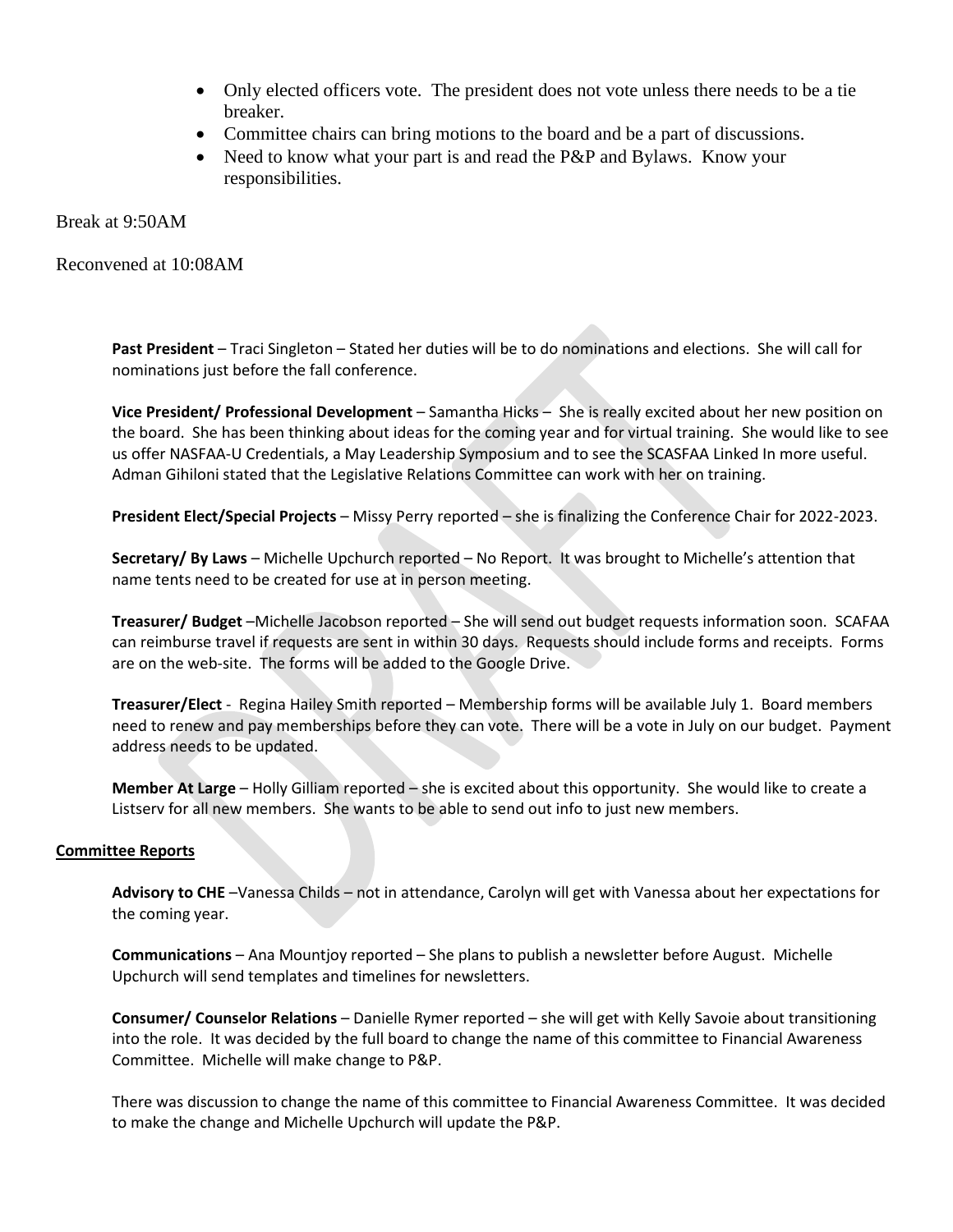- Only elected officers vote.  The president does not vote unless there needs to be a tie breaker.
- Committee chairs can bring motions to the board and be a part of discussions.
- Need to know what your part is and read the P&P and Bylaws.  Know your responsibilities.

Break at 9:50AM

Reconvened at 10:08AM

**Past President** – Traci Singleton – Stated her duties will be to do nominations and elections.  She will call for nominations just before the fall conference.

**Vice President/ Professional Development** – Samantha Hicks –  She is really excited about her new position on the board.  She has been thinking about ideas for the coming year and for virtual training.  She would like to see us offer NASFAA-U Credentials, a May Leadership Symposium and to see the SCASFAA Linked In more useful.  Adman Gihiloni stated that the Legislative Relations Committee can work with her on training.

**President Elect/Special Projects** – Missy Perry reported – she is finalizing the Conference Chair for 2022-2023.

**Secretary/ By Laws** – Michelle Upchurch reported – No Report.  It was brought to Michelle's attention that name tents need to be created for use at in person meeting.

**Treasurer/ Budget** –Michelle Jacobson reported – She will send out budget requests information soon.  SCAFAA can reimburse travel if requests are sent in within 30 days.  Requests should include forms and receipts.  Forms are on the web-site.  The forms will be added to the Google Drive.

**Treasurer/Elect** -  Regina Hailey Smith reported – Membership forms will be available July 1.  Board members need to renew and pay memberships before they can vote.  There will be a vote in July on our budget.  Payment address needs to be updated.

**Member At Large** – Holly Gilliam reported – she is excited about this opportunity.  She would like to create a Listserv for all new members.  She wants to be able to send out info to just new members.

**Committee Reports**

**Advisory to CHE** –Vanessa Childs – not in attendance, Carolyn will get with Vanessa about her expectations for the coming year.

**Communications** – Ana Mountjoy reported – She plans to publish a newsletter before August.  Michelle Upchurch will send templates and timelines for newsletters.

**Consumer/ Counselor Relations** – Danielle Rymer reported – she will get with Kelly Savoie about transitioning into the role.  It was decided by the full board to change the name of this committee to Financial Awareness Committee.  Michelle will make change to P&P.

There was discussion to change the name of this committee to Financial Awareness Committee.  It was decided to make the change and Michelle Upchurch will update the P&P.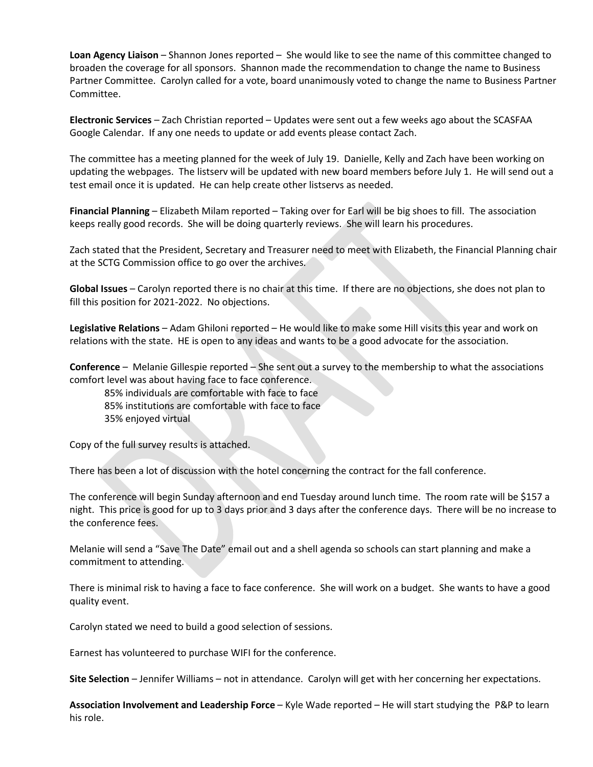**Loan Agency Liaison** – Shannon Jones reported – She would like to see the name of this committee changed to broaden the coverage for all sponsors. Shannon made the recommendation to change the name to Business Partner Committee. Carolyn called for a vote, board unanimously voted to change the name to Business Partner Committee.

**Electronic Services** – Zach Christian reported – Updates were sent out a few weeks ago about the SCASFAA Google Calendar. If any one needs to update or add events please contact Zach.

The committee has a meeting planned for the week of July 19. Danielle, Kelly and Zach have been working on updating the webpages. The listserv will be updated with new board members before July 1. He will send out a test email once it is updated. He can help create other listservs as needed.

**Financial Planning** – Elizabeth Milam reported – Taking over for Earl will be big shoes to fill. The association keeps really good records. She will be doing quarterly reviews. She will learn his procedures.

Zach stated that the President, Secretary and Treasurer need to meet with Elizabeth, the Financial Planning chair at the SCTG Commission office to go over the archives.

**Global Issues** – Carolyn reported there is no chair at this time. If there are no objections, she does not plan to fill this position for 2021-2022. No objections.

**Legislative Relations** – Adam Ghiloni reported – He would like to make some Hill visits this year and work on relations with the state. HE is open to any ideas and wants to be a good advocate for the association.

**Conference** – Melanie Gillespie reported – She sent out a survey to the membership to what the associations comfort level was about having face to face conference.

85% individuals are comfortable with face to face
85% institutions are comfortable with face to face
35% enjoyed virtual

Copy of the full survey results is attached.

There has been a lot of discussion with the hotel concerning the contract for the fall conference.

The conference will begin Sunday afternoon and end Tuesday around lunch time. The room rate will be $157 a night. This price is good for up to 3 days prior and 3 days after the conference days. There will be no increase to the conference fees.

Melanie will send a "Save The Date" email out and a shell agenda so schools can start planning and make a commitment to attending.

There is minimal risk to having a face to face conference. She will work on a budget. She wants to have a good quality event.

Carolyn stated we need to build a good selection of sessions.

Earnest has volunteered to purchase WIFI for the conference.

**Site Selection** – Jennifer Williams – not in attendance. Carolyn will get with her concerning her expectations.

**Association Involvement and Leadership Force** – Kyle Wade reported – He will start studying the P&P to learn his role.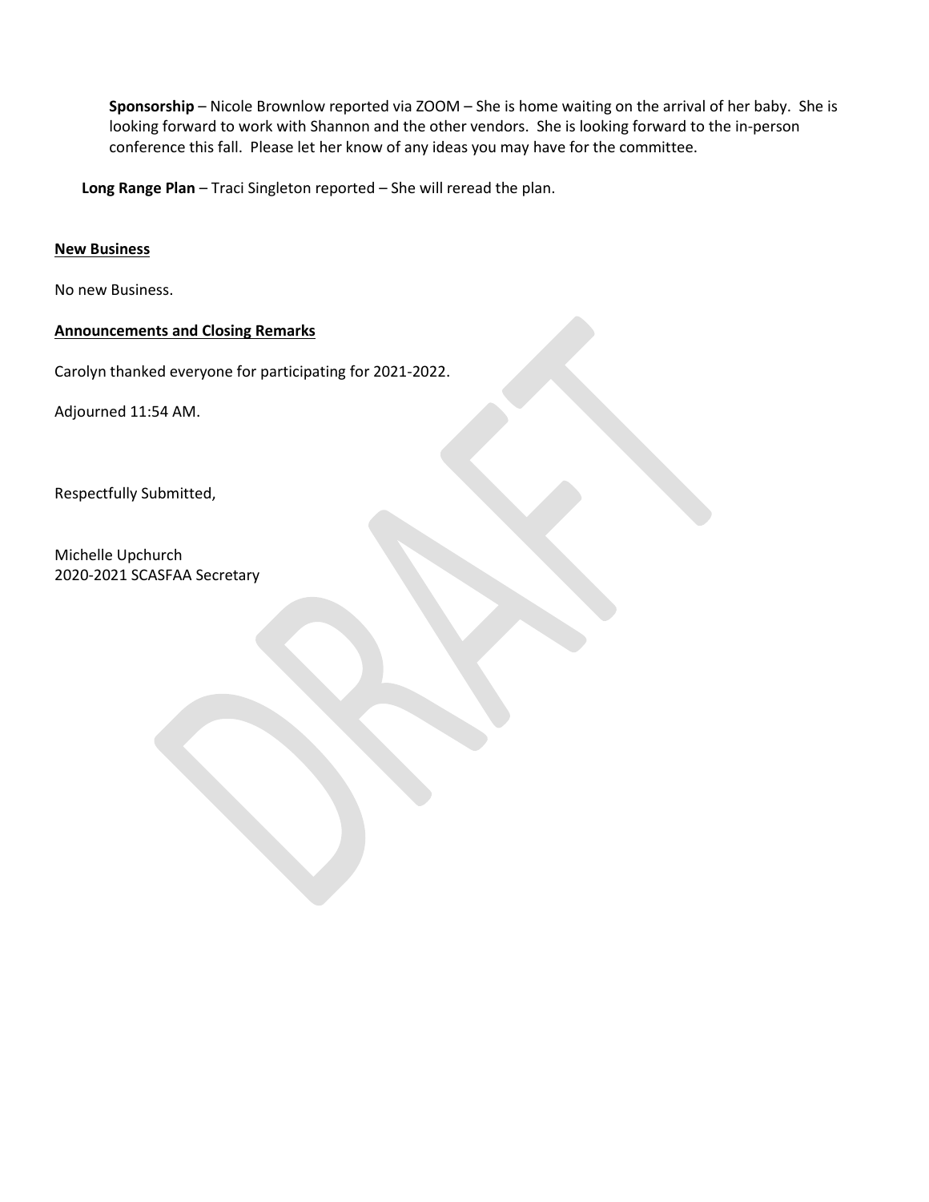**Sponsorship** – Nicole Brownlow reported via ZOOM – She is home waiting on the arrival of her baby. She is looking forward to work with Shannon and the other vendors. She is looking forward to the in-person conference this fall. Please let her know of any ideas you may have for the committee.

**Long Range Plan** – Traci Singleton reported – She will reread the plan.

**New Business**

No new Business.

**Announcements and Closing Remarks**

Carolyn thanked everyone for participating for 2021-2022.

Adjourned 11:54 AM.

Respectfully Submitted,

Michelle Upchurch
2020-2021 SCASFAA Secretary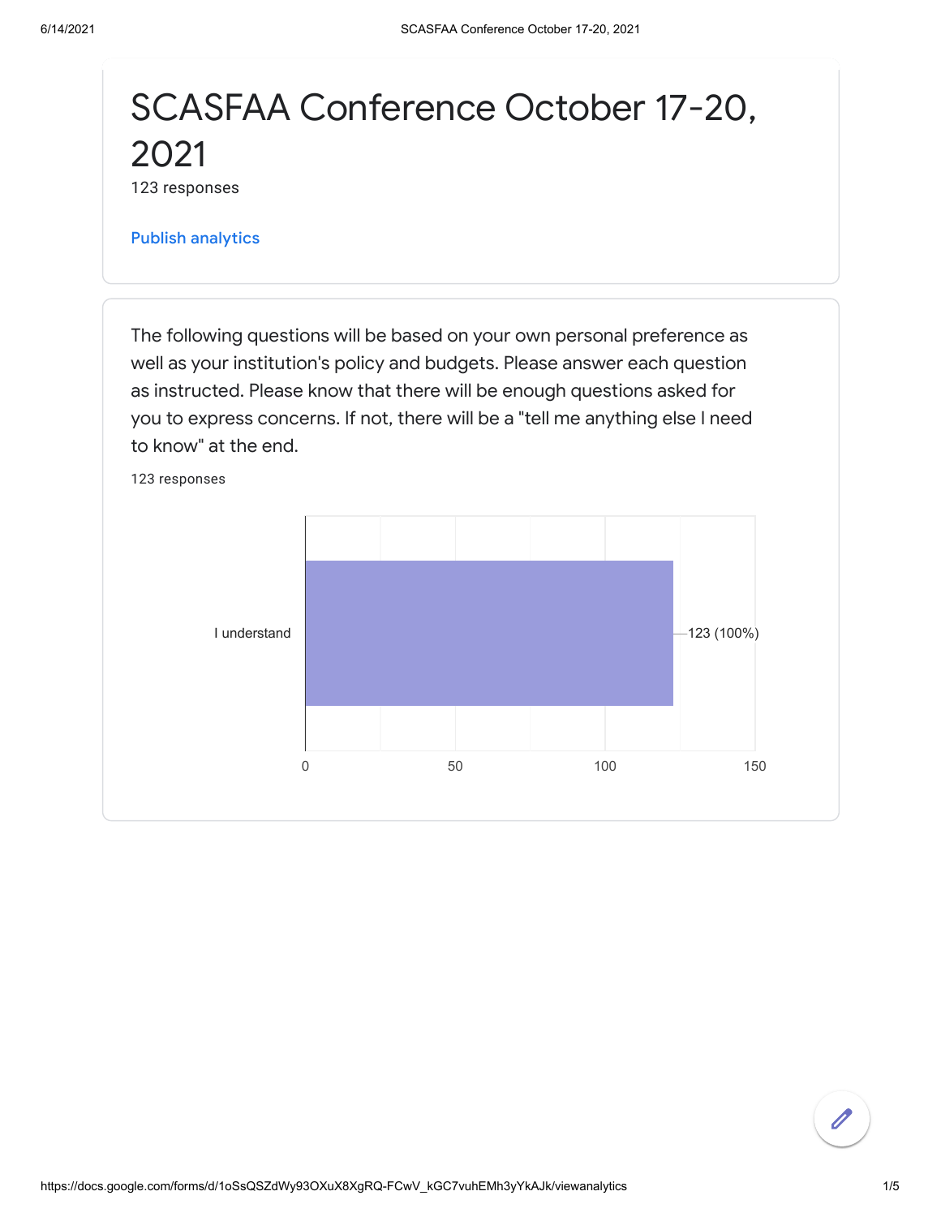# SCASFAA Conference October 17-20, 2021

123 responses

Publish analytics

The following questions will be based on your own personal preference as well as your institution's policy and budgets. Please answer each question as instructed. Please know that there will be enough questions asked for you to express concerns. If not, there will be a "tell me anything else I need to know" at the end.

123 responses

| Response | Count |
|---|---|
| I understand | 123 (100%) |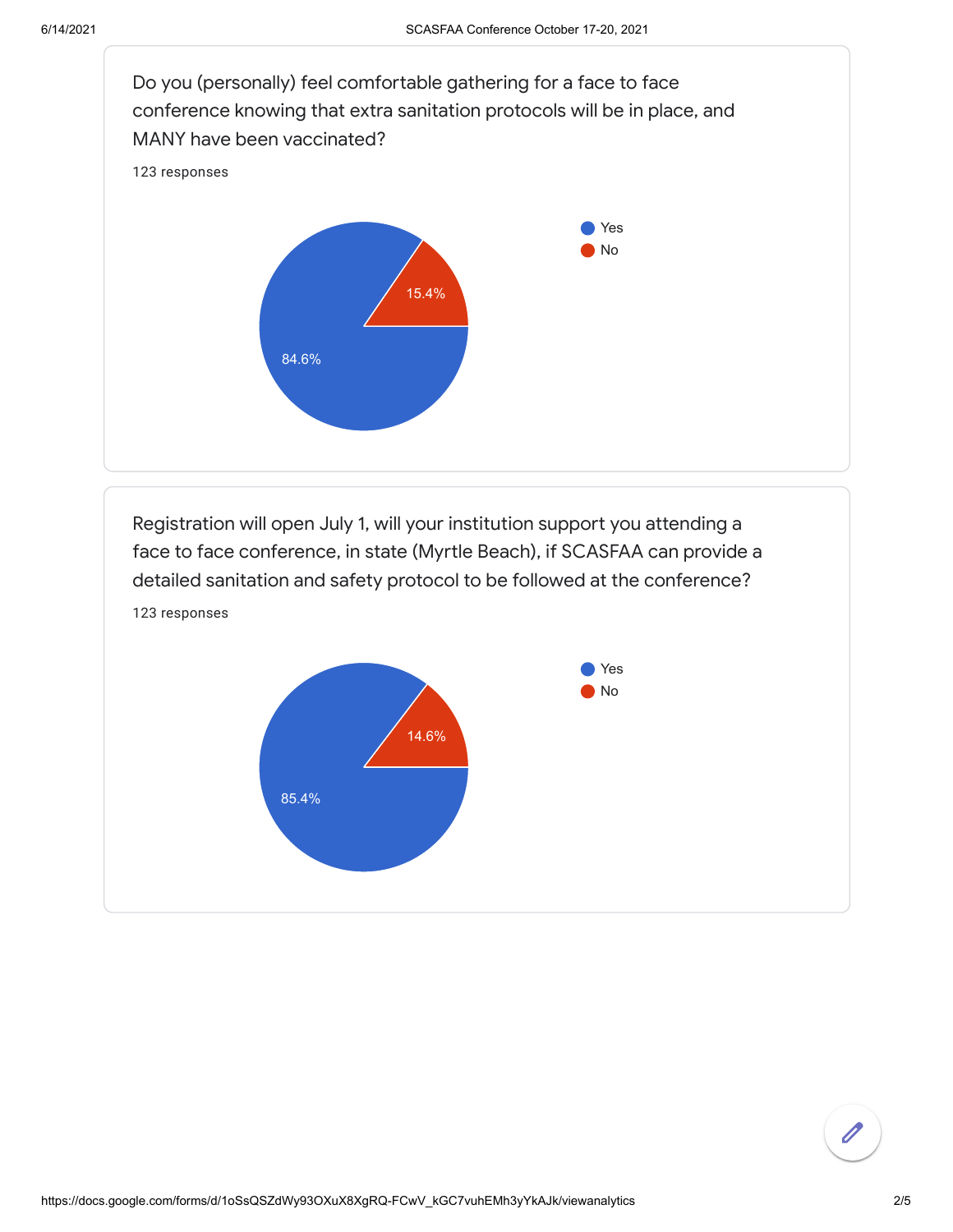Do you (personally) feel comfortable gathering for a face to face conference knowing that extra sanitation protocols will be in place, and MANY have been vaccinated?

123 responses

| Response | Percentage |
| --- | --- |
| Yes | 84.6% |
| No | 15.4% |

Registration will open July 1, will your institution support you attending a face to face conference, in state (Myrtle Beach), if SCASFAA can provide a detailed sanitation and safety protocol to be followed at the conference?

123 responses

| Response | Percentage |
| --- | --- |
| Yes | 85.4% |
| No | 14.6% |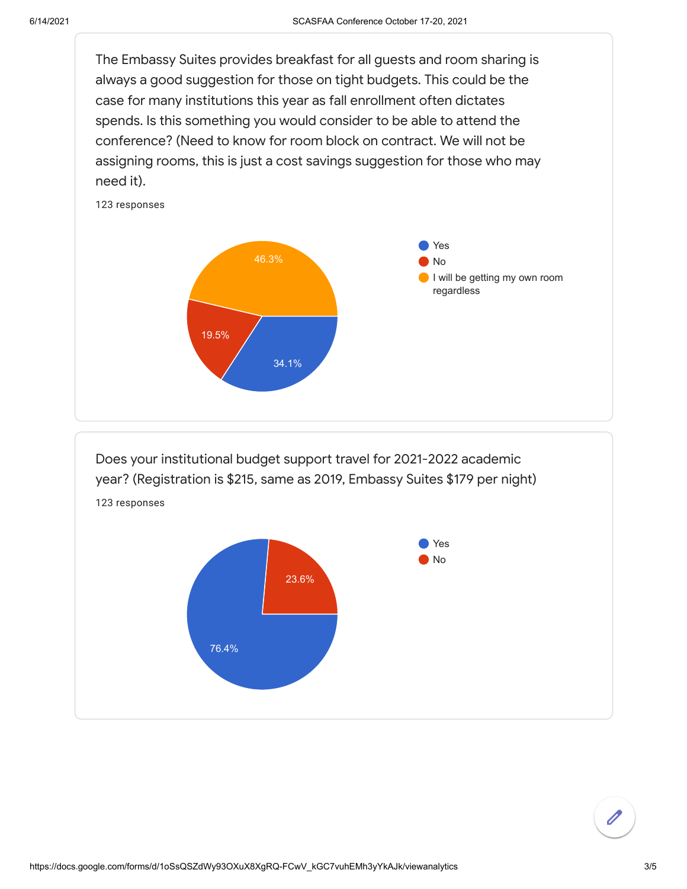The Embassy Suites provides breakfast for all guests and room sharing is always a good suggestion for those on tight budgets. This could be the case for many institutions this year as fall enrollment often dictates spends. Is this something you would consider to be able to attend the conference? (Need to know for room block on contract. We will not be assigning rooms, this is just a cost savings suggestion for those who may need it).

123 responses

| Response | Percentage |
| --- | --- |
| Yes | 34.1% |
| No | 19.5% |
| I will be getting my own room regardless | 46.3% |

Does your institutional budget support travel for 2021-2022 academic year? (Registration is $215, same as 2019, Embassy Suites $179 per night)

123 responses

| Response | Percentage |
| --- | --- |
| Yes | 76.4% |
| No | 23.6% |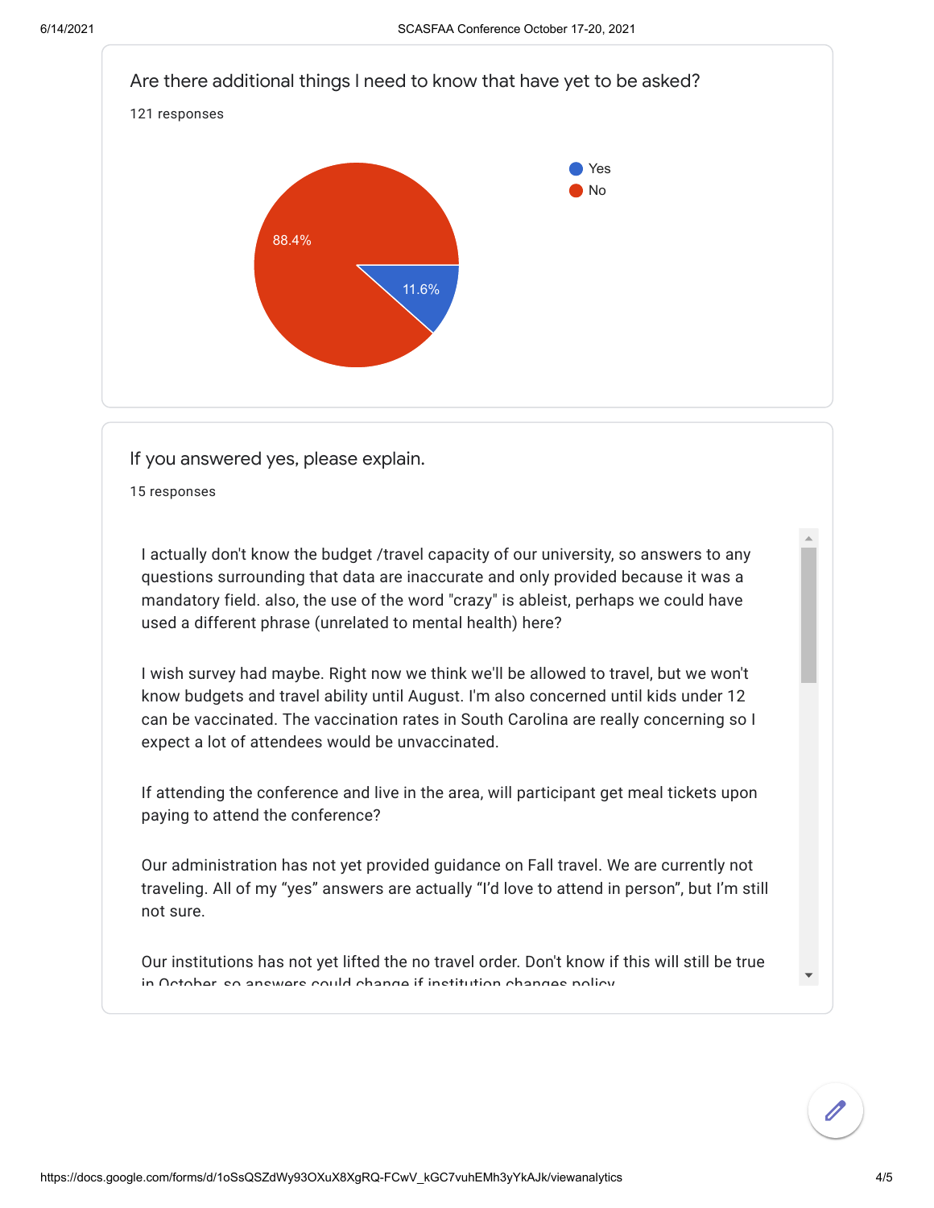## Are there additional things I need to know that have yet to be asked?

121 responses

- Yes: 11.6%
- No: 88.4%

## If you answered yes, please explain.

15 responses

I actually don't know the budget /travel capacity of our university, so answers to any questions surrounding that data are inaccurate and only provided because it was a mandatory field. also, the use of the word "crazy" is ableist, perhaps we could have used a different phrase (unrelated to mental health) here?

I wish survey had maybe. Right now we think we'll be allowed to travel, but we won't know budgets and travel ability until August. I'm also concerned until kids under 12 can be vaccinated. The vaccination rates in South Carolina are really concerning so I expect a lot of attendees would be unvaccinated.

If attending the conference and live in the area, will participant get meal tickets upon paying to attend the conference?

Our administration has not yet provided guidance on Fall travel. We are currently not traveling. All of my "yes" answers are actually "I'd love to attend in person", but I'm still not sure.

Our institutions has not yet lifted the no travel order. Don't know if this will still be true in October, so answers could change if institution changes policy.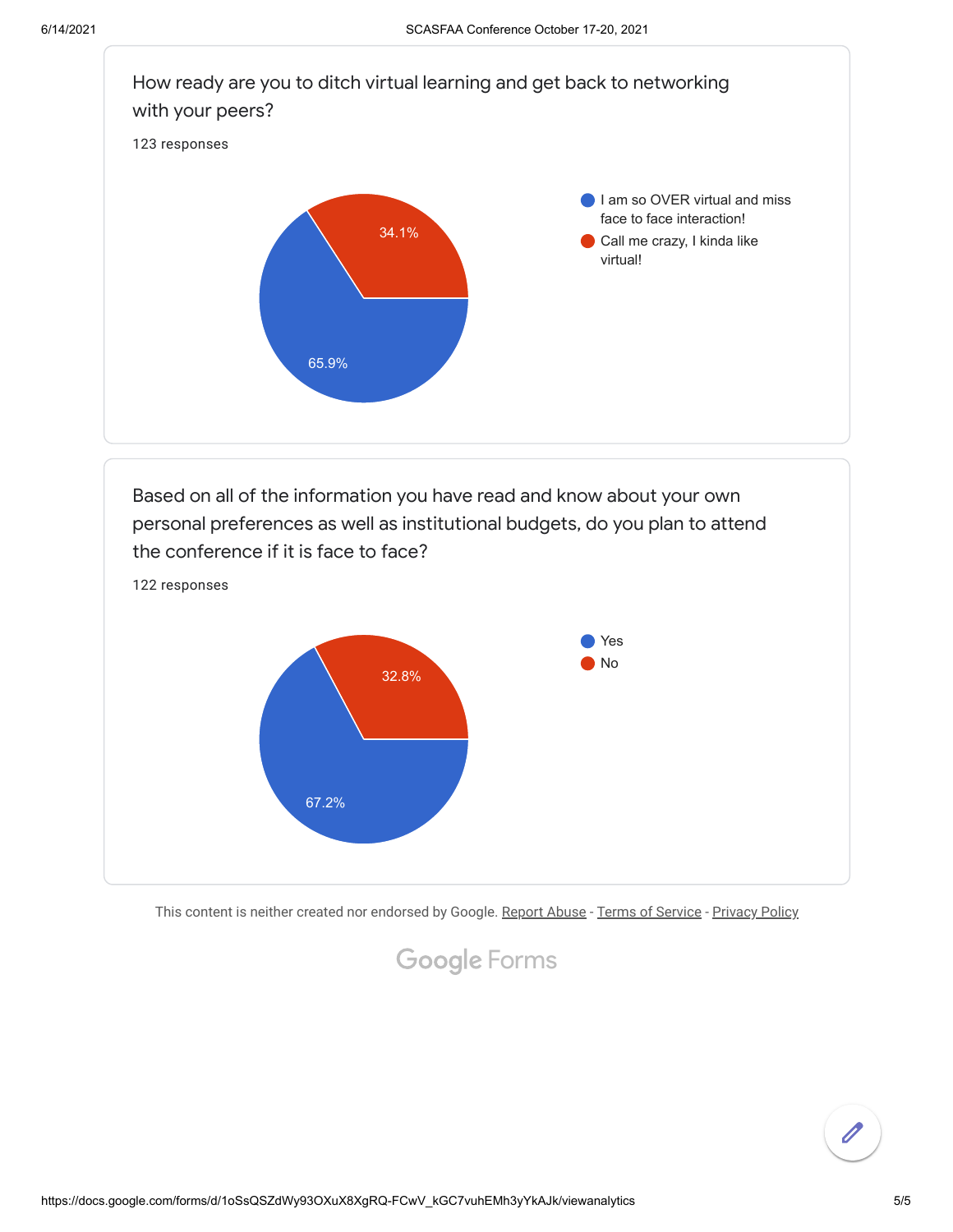How ready are you to ditch virtual learning and get back to networking with your peers?

123 responses

- I am so OVER virtual and miss face to face interaction! — 65.9%
- Call me crazy, I kinda like virtual! — 34.1%

Based on all of the information you have read and know about your own personal preferences as well as institutional budgets, do you plan to attend the conference if it is face to face?

122 responses

- Yes — 67.2%
- No — 32.8%

This content is neither created nor endorsed by Google. Report Abuse - Terms of Service - Privacy Policy

Google Forms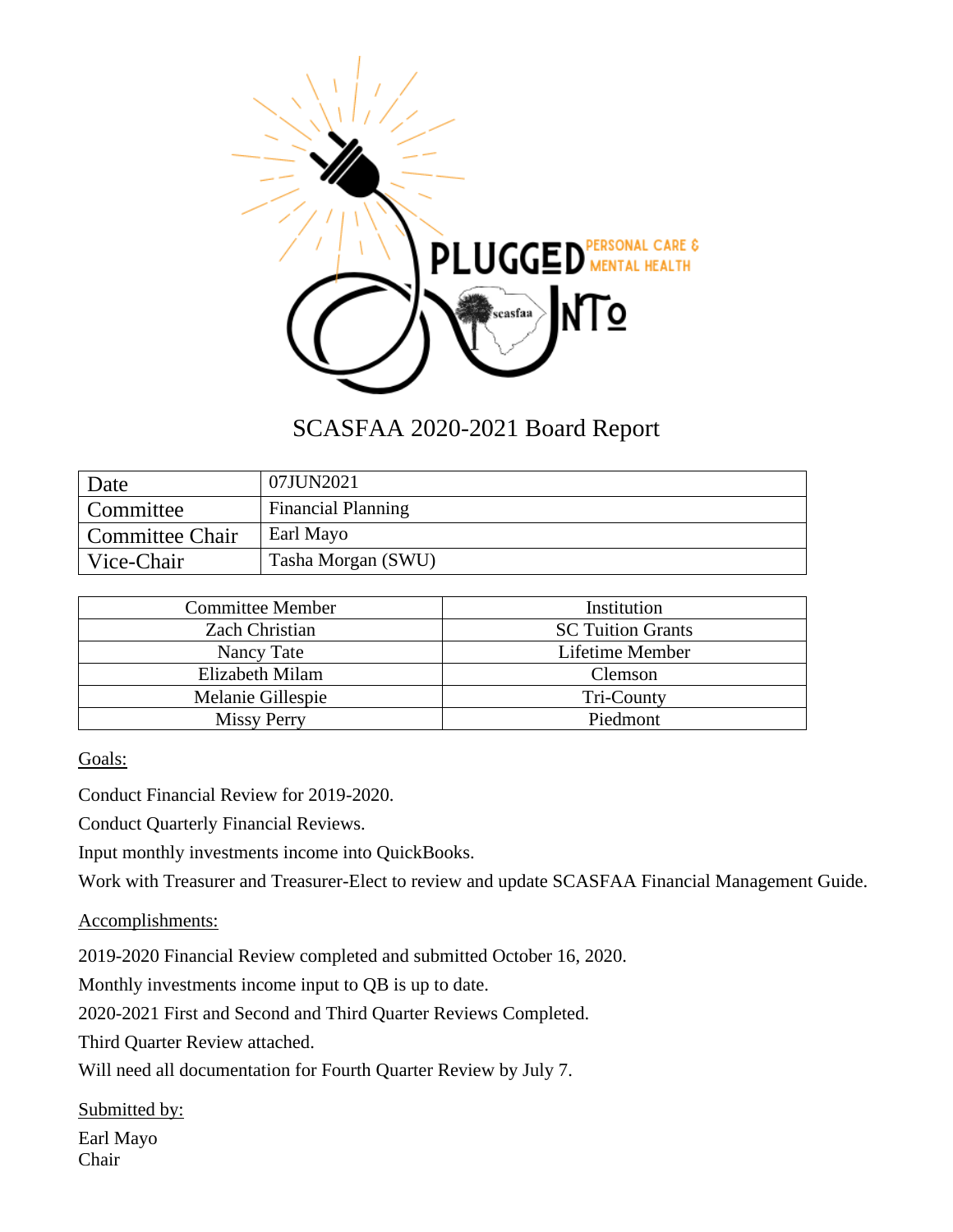# SCASFAA 2020-2021 Board Report

| | |
|---|---|
| Date | 07JUN2021 |
| Committee | Financial Planning |
| Committee Chair | Earl Mayo |
| Vice-Chair | Tasha Morgan (SWU) |

| Committee Member | Institution |
|---|---|
| Zach Christian | SC Tuition Grants |
| Nancy Tate | Lifetime Member |
| Elizabeth Milam | Clemson |
| Melanie Gillespie | Tri-County |
| Missy Perry | Piedmont |

Goals:

Conduct Financial Review for 2019-2020.

Conduct Quarterly Financial Reviews.

Input monthly investments income into QuickBooks.

Work with Treasurer and Treasurer-Elect to review and update SCASFAA Financial Management Guide.

Accomplishments:

2019-2020 Financial Review completed and submitted October 16, 2020.

Monthly investments income input to QB is up to date.

2020-2021 First and Second and Third Quarter Reviews Completed.

Third Quarter Review attached.

Will need all documentation for Fourth Quarter Review by July 7.

Submitted by:

Earl Mayo
Chair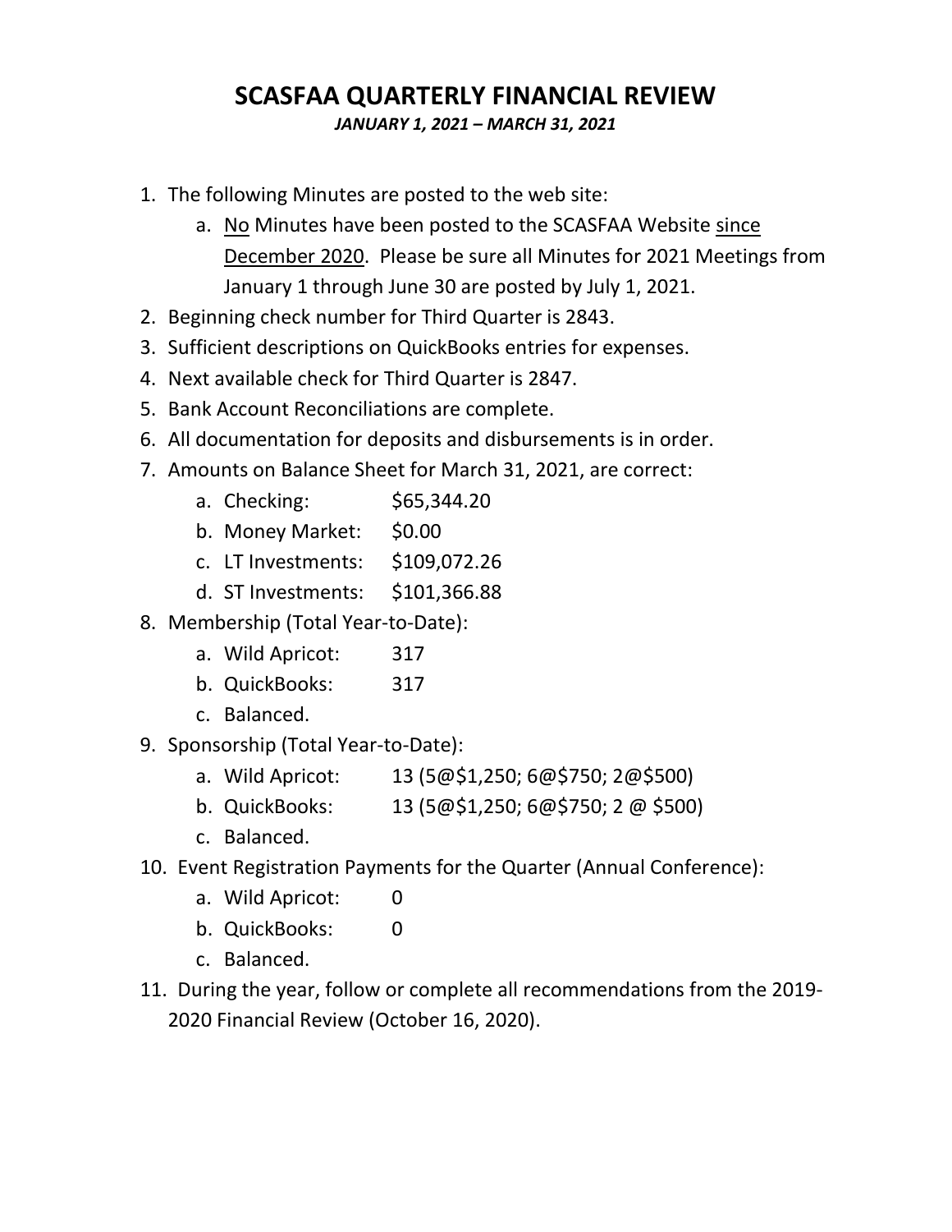# SCASFAA QUARTERLY FINANCIAL REVIEW

***JANUARY 1, 2021 – MARCH 31, 2021***

1. The following Minutes are posted to the web site:
    a. <u>No</u> Minutes have been posted to the SCASFAA Website <u>since December 2020</u>. Please be sure all Minutes for 2021 Meetings from January 1 through June 30 are posted by July 1, 2021.
2. Beginning check number for Third Quarter is 2843.
3. Sufficient descriptions on QuickBooks entries for expenses.
4. Next available check for Third Quarter is 2847.
5. Bank Account Reconciliations are complete.
6. All documentation for deposits and disbursements is in order.
7. Amounts on Balance Sheet for March 31, 2021, are correct:
    a. Checking: $65,344.20
    b. Money Market: $0.00
    c. LT Investments: $109,072.26
    d. ST Investments: $101,366.88
8. Membership (Total Year-to-Date):
    a. Wild Apricot: 317
    b. QuickBooks: 317
    c. Balanced.
9. Sponsorship (Total Year-to-Date):
    a. Wild Apricot: 13 (5@$1,250; 6@$750; 2@$500)
    b. QuickBooks: 13 (5@$1,250; 6@$750; 2 @ $500)
    c. Balanced.
10. Event Registration Payments for the Quarter (Annual Conference):
    a. Wild Apricot: 0
    b. QuickBooks: 0
    c. Balanced.
11. During the year, follow or complete all recommendations from the 2019-2020 Financial Review (October 16, 2020).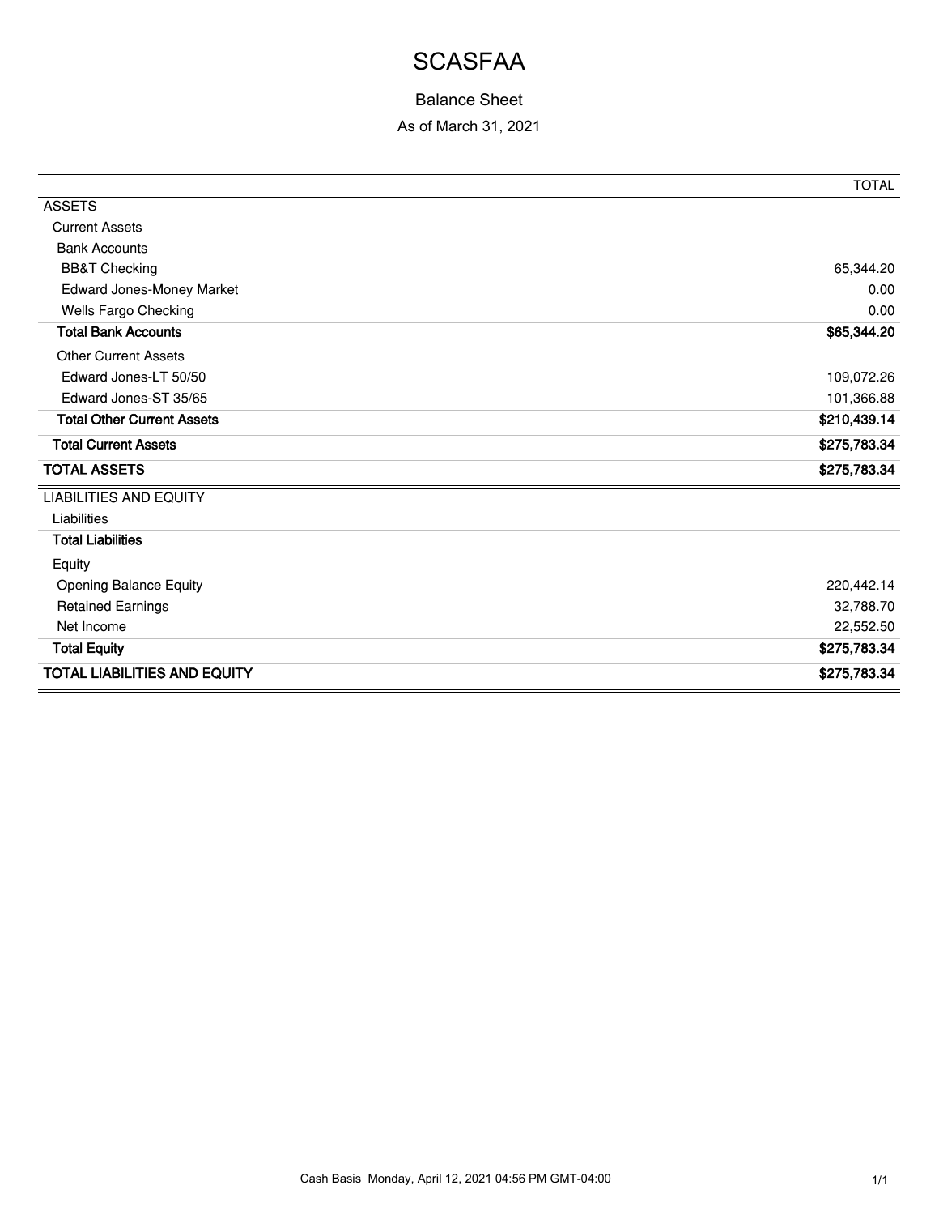# SCASFAA

## Balance Sheet

As of March 31, 2021

| | TOTAL |
|---|---|
| ASSETS | |
| Current Assets | |
| Bank Accounts | |
| BB&T Checking | 65,344.20 |
| Edward Jones-Money Market | 0.00 |
| Wells Fargo Checking | 0.00 |
| **Total Bank Accounts** | **$65,344.20** |
| Other Current Assets | |
| Edward Jones-LT 50/50 | 109,072.26 |
| Edward Jones-ST 35/65 | 101,366.88 |
| **Total Other Current Assets** | **$210,439.14** |
| **Total Current Assets** | **$275,783.34** |
| **TOTAL ASSETS** | **$275,783.34** |
| LIABILITIES AND EQUITY | |
| Liabilities | |
| **Total Liabilities** | |
| Equity | |
| Opening Balance Equity | 220,442.14 |
| Retained Earnings | 32,788.70 |
| Net Income | 22,552.50 |
| **Total Equity** | **$275,783.34** |
| **TOTAL LIABILITIES AND EQUITY** | **$275,783.34** |

Cash Basis Monday, April 12, 2021 04:56 PM GMT-04:00